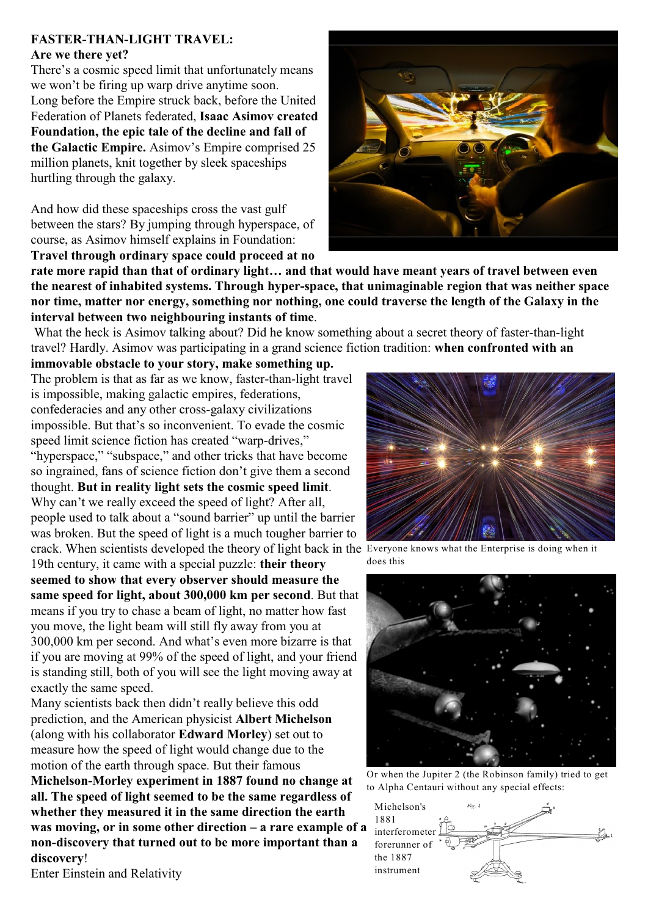**FASTER-THAN-LIGHT TRAVEL:**
**Are we there yet?**

There's a cosmic speed limit that unfortunately means we won't be firing up warp drive anytime soon. Long before the Empire struck back, before the United Federation of Planets federated, **Isaac Asimov created Foundation, the epic tale of the decline and fall of the Galactic Empire.** Asimov's Empire comprised 25 million planets, knit together by sleek spaceships hurtling through the galaxy.

And how did these spaceships cross the vast gulf between the stars? By jumping through hyperspace, of course, as Asimov himself explains in Foundation: **Travel through ordinary space could proceed at no rate more rapid than that of ordinary light… and that would have meant years of travel between even the nearest of inhabited systems. Through hyper-space, that unimaginable region that was neither space nor time, matter nor energy, something nor nothing, one could traverse the length of the Galaxy in the interval between two neighbouring instants of time**.

What the heck is Asimov talking about? Did he know something about a secret theory of faster-than-light travel? Hardly. Asimov was participating in a grand science fiction tradition: **when confronted with an immovable obstacle to your story, make something up.**

The problem is that as far as we know, faster-than-light travel is impossible, making galactic empires, federations, confederacies and any other cross-galaxy civilizations impossible. But that's so inconvenient. To evade the cosmic speed limit science fiction has created "warp-drives," "hyperspace," "subspace," and other tricks that have become so ingrained, fans of science fiction don't give them a second thought. **But in reality light sets the cosmic speed limit**.

Why can't we really exceed the speed of light? After all, people used to talk about a "sound barrier" up until the barrier was broken. But the speed of light is a much tougher barrier to crack. When scientists developed the theory of light back in the 19th century, it came with a special puzzle: **their theory seemed to show that every observer should measure the same speed for light, about 300,000 km per second**. But that means if you try to chase a beam of light, no matter how fast you move, the light beam will still fly away from you at 300,000 km per second. And what's even more bizarre is that if you are moving at 99% of the speed of light, and your friend is standing still, both of you will see the light moving away at exactly the same speed.

Many scientists back then didn't really believe this odd prediction, and the American physicist **Albert Michelson** (along with his collaborator **Edward Morley**) set out to measure how the speed of light would change due to the motion of the earth through space. But their famous **Michelson-Morley experiment in 1887 found no change at all. The speed of light seemed to be the same regardless of whether they measured it in the same direction the earth was moving, or in some other direction – a rare example of a non-discovery that turned out to be more important than a discovery**!

Everyone knows what the Enterprise is doing when it does this

Or when the Jupiter 2 (the Robinson family) tried to get to Alpha Centauri without any special effects:

Michelson's 1881 interferometer forerunner of the 1887 instrument

Enter Einstein and Relativity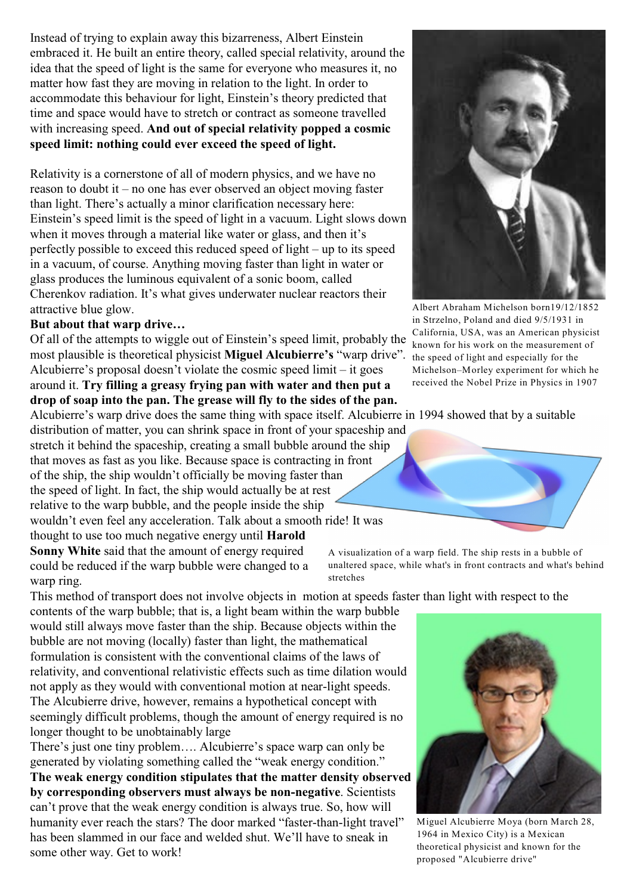Instead of trying to explain away this bizarreness, Albert Einstein embraced it. He built an entire theory, called special relativity, around the idea that the speed of light is the same for everyone who measures it, no matter how fast they are moving in relation to the light. In order to accommodate this behaviour for light, Einstein's theory predicted that time and space would have to stretch or contract as someone travelled with increasing speed. **And out of special relativity popped a cosmic speed limit: nothing could ever exceed the speed of light.**

Relativity is a cornerstone of all of modern physics, and we have no reason to doubt it – no one has ever observed an object moving faster than light. There's actually a minor clarification necessary here: Einstein's speed limit is the speed of light in a vacuum. Light slows down when it moves through a material like water or glass, and then it's perfectly possible to exceed this reduced speed of light – up to its speed in a vacuum, of course. Anything moving faster than light in water or glass produces the luminous equivalent of a sonic boom, called Cherenkov radiation. It's what gives underwater nuclear reactors their attractive blue glow.

Albert Abraham Michelson born19/12/1852 in Strzelno, Poland and died 9/5/1931 in California, USA, was an American physicist known for his work on the measurement of the speed of light and especially for the Michelson–Morley experiment for which he received the Nobel Prize in Physics in 1907

**But about that warp drive…**

Of all of the attempts to wiggle out of Einstein's speed limit, probably the most plausible is theoretical physicist **Miguel Alcubierre's** "warp drive". Alcubierre's proposal doesn't violate the cosmic speed limit – it goes around it. **Try filling a greasy frying pan with water and then put a drop of soap into the pan. The grease will fly to the sides of the pan.** Alcubierre's warp drive does the same thing with space itself. Alcubierre in 1994 showed that by a suitable distribution of matter, you can shrink space in front of your spaceship and stretch it behind the spaceship, creating a small bubble around the ship that moves as fast as you like. Because space is contracting in front of the ship, the ship wouldn't officially be moving faster than the speed of light. In fact, the ship would actually be at rest relative to the warp bubble, and the people inside the ship wouldn't even feel any acceleration. Talk about a smooth ride! It was thought to use too much negative energy until **Harold Sonny White** said that the amount of energy required could be reduced if the warp bubble were changed to a warp ring.

A visualization of a warp field. The ship rests in a bubble of unaltered space, while what's in front contracts and what's behind stretches

This method of transport does not involve objects in motion at speeds faster than light with respect to the contents of the warp bubble; that is, a light beam within the warp bubble would still always move faster than the ship. Because objects within the bubble are not moving (locally) faster than light, the mathematical formulation is consistent with the conventional claims of the laws of relativity, and conventional relativistic effects such as time dilation would not apply as they would with conventional motion at near-light speeds. The Alcubierre drive, however, remains a hypothetical concept with seemingly difficult problems, though the amount of energy required is no longer thought to be unobtainably large

There's just one tiny problem…. Alcubierre's space warp can only be generated by violating something called the "weak energy condition." **The weak energy condition stipulates that the matter density observed by corresponding observers must always be non-negative**. Scientists can't prove that the weak energy condition is always true. So, how will humanity ever reach the stars? The door marked "faster-than-light travel" has been slammed in our face and welded shut. We'll have to sneak in some other way. Get to work!

Miguel Alcubierre Moya (born March 28, 1964 in Mexico City) is a Mexican theoretical physicist and known for the proposed "Alcubierre drive"